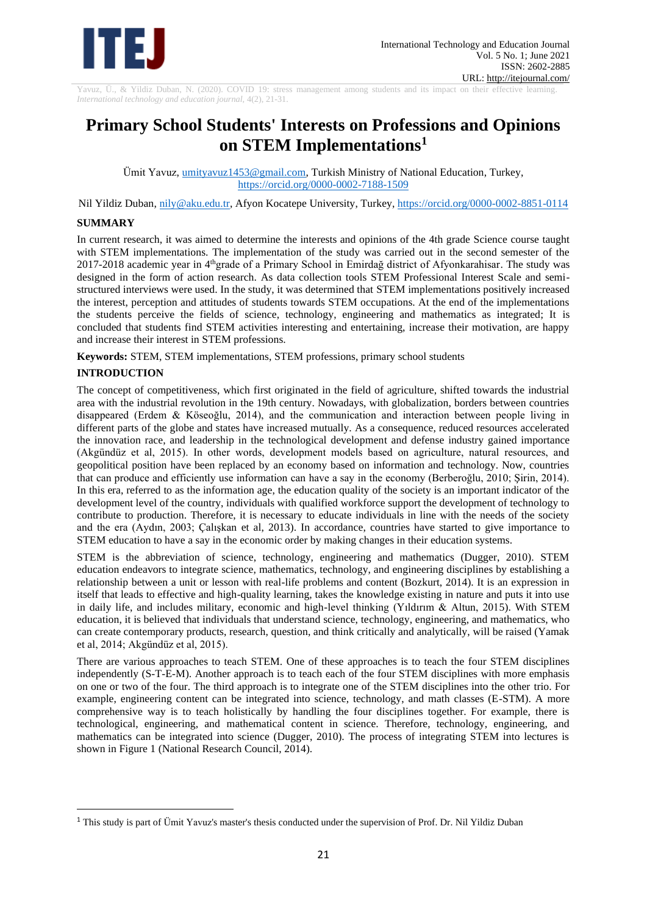# Primary School Students' Interests on Professions and Opinions on STEM Implementations[1]

Ümit Yavuz, umityavuz1453@gmail.com, Turkish Ministry of National Education, Turkey, https://orcid.org/0000-0002-7188-1509

Nil Yildiz Duban, nily@aku.edu.tr, Afyon Kocatepe University, Turkey, https://orcid.org/0000-0002-8851-0114

## SUMMARY

In current research, it was aimed to determine the interests and opinions of the 4th grade Science course taught with STEM implementations. The implementation of the study was carried out in the second semester of the 2017-2018 academic year in 4th grade of a Primary School in Emirdağ district of Afyonkarahisar. The study was designed in the form of action research. As data collection tools STEM Professional Interest Scale and semi-structured interviews were used. In the study, it was determined that STEM implementations positively increased the interest, perception and attitudes of students towards STEM occupations. At the end of the implementations the students perceive the fields of science, technology, engineering and mathematics as integrated; It is concluded that students find STEM activities interesting and entertaining, increase their motivation, are happy and increase their interest in STEM professions.

**Keywords:** STEM, STEM implementations, STEM professions, primary school students

## INTRODUCTION

The concept of competitiveness, which first originated in the field of agriculture, shifted towards the industrial area with the industrial revolution in the 19th century. Nowadays, with globalization, borders between countries disappeared (Erdem & Köseoğlu, 2014), and the communication and interaction between people living in different parts of the globe and states have increased mutually. As a consequence, reduced resources accelerated the innovation race, and leadership in the technological development and defense industry gained importance (Akgündüz et al, 2015). In other words, development models based on agriculture, natural resources, and geopolitical position have been replaced by an economy based on information and technology. Now, countries that can produce and efficiently use information can have a say in the economy (Berberoğlu, 2010; Şirin, 2014). In this era, referred to as the information age, the education quality of the society is an important indicator of the development level of the country, individuals with qualified workforce support the development of technology to contribute to production. Therefore, it is necessary to educate individuals in line with the needs of the society and the era (Aydın, 2003; Çalışkan et al, 2013). In accordance, countries have started to give importance to STEM education to have a say in the economic order by making changes in their education systems.

STEM is the abbreviation of science, technology, engineering and mathematics (Dugger, 2010). STEM education endeavors to integrate science, mathematics, technology, and engineering disciplines by establishing a relationship between a unit or lesson with real-life problems and content (Bozkurt, 2014). It is an expression in itself that leads to effective and high-quality learning, takes the knowledge existing in nature and puts it into use in daily life, and includes military, economic and high-level thinking (Yıldırım & Altun, 2015). With STEM education, it is believed that individuals that understand science, technology, engineering, and mathematics, who can create contemporary products, research, question, and think critically and analytically, will be raised (Yamak et al, 2014; Akgündüz et al, 2015).

There are various approaches to teach STEM. One of these approaches is to teach the four STEM disciplines independently (S-T-E-M). Another approach is to teach each of the four STEM disciplines with more emphasis on one or two of the four. The third approach is to integrate one of the STEM disciplines into the other trio. For example, engineering content can be integrated into science, technology, and math classes (E-STM). A more comprehensive way is to teach holistically by handling the four disciplines together. For example, there is technological, engineering, and mathematical content in science. Therefore, technology, engineering, and mathematics can be integrated into science (Dugger, 2010). The process of integrating STEM into lectures is shown in Figure 1 (National Research Council, 2014).

[1] This study is part of Ümit Yavuz's master's thesis conducted under the supervision of Prof. Dr. Nil Yildiz Duban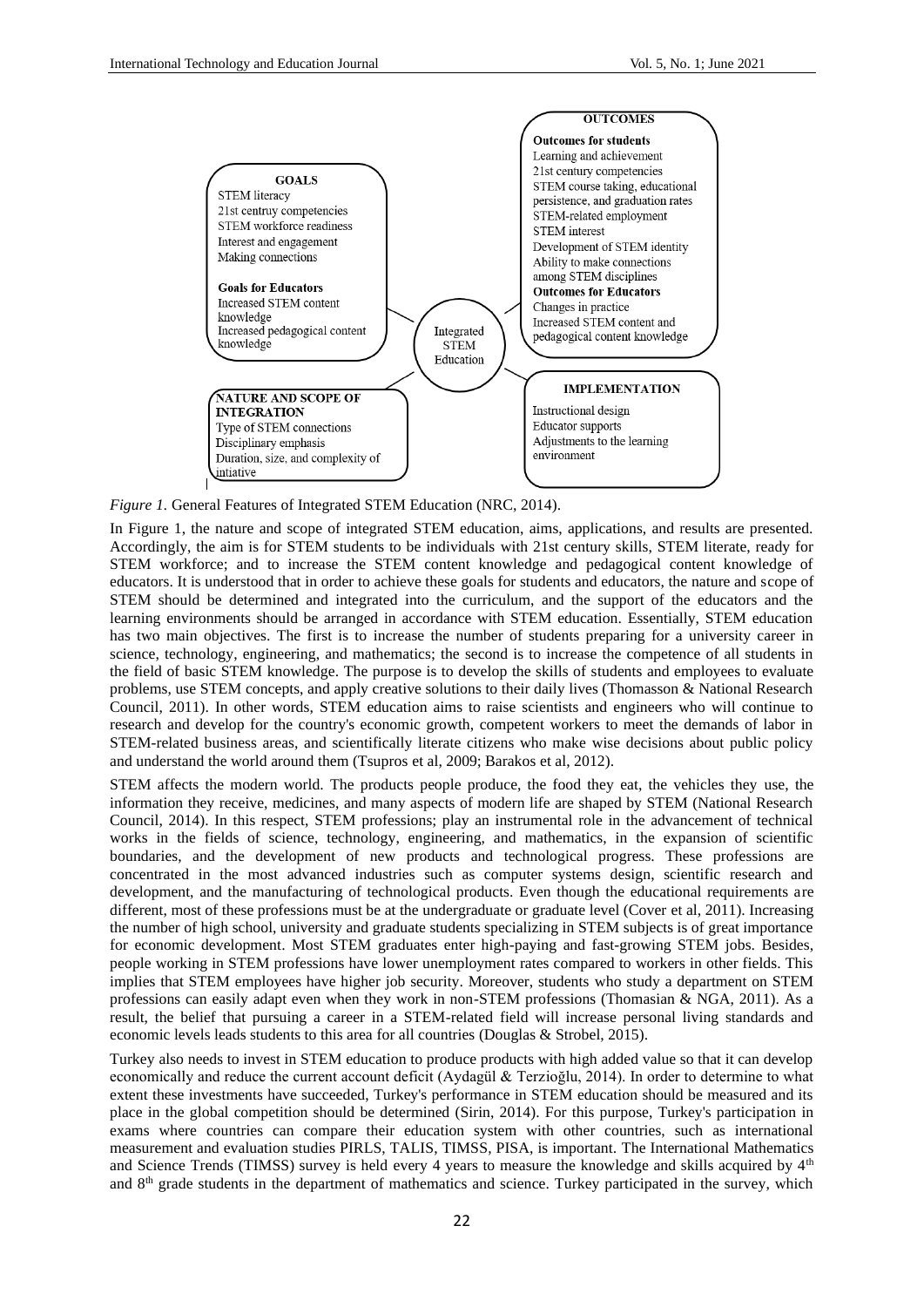**GOALS**
STEM literacy
21st centruy competencies
STEM workforce readiness
Interest and engagement
Making connections

**Goals for Educators**
Increased STEM content knowledge
Increased pedagogical content knowledge

**NATURE AND SCOPE OF INTEGRATION**
Type of STEM connections
Disciplinary emphasis
Duration, size, and complexity of intiative

Integrated STEM Education

**OUTCOMES**
**Outcomes for students**
Learning and achievement
21st century competencies
STEM course taking, educational persistence, and graduation rates
STEM-related employment
STEM interest
Development of STEM identity
Ability to make connections among STEM disciplines
**Outcomes for Educators**
Changes in practice
Increased STEM content and pedagogical content knowledge

**IMPLEMENTATION**
Instructional design
Educator supports
Adjustments to the learning environment

*Figure 1.* General Features of Integrated STEM Education (NRC, 2014).

In Figure 1, the nature and scope of integrated STEM education, aims, applications, and results are presented. Accordingly, the aim is for STEM students to be individuals with 21st century skills, STEM literate, ready for STEM workforce; and to increase the STEM content knowledge and pedagogical content knowledge of educators. It is understood that in order to achieve these goals for students and educators, the nature and scope of STEM should be determined and integrated into the curriculum, and the support of the educators and the learning environments should be arranged in accordance with STEM education. Essentially, STEM education has two main objectives. The first is to increase the number of students preparing for a university career in science, technology, engineering, and mathematics; the second is to increase the competence of all students in the field of basic STEM knowledge. The purpose is to develop the skills of students and employees to evaluate problems, use STEM concepts, and apply creative solutions to their daily lives (Thomasson & National Research Council, 2011). In other words, STEM education aims to raise scientists and engineers who will continue to research and develop for the country's economic growth, competent workers to meet the demands of labor in STEM-related business areas, and scientifically literate citizens who make wise decisions about public policy and understand the world around them (Tsupros et al, 2009; Barakos et al, 2012).

STEM affects the modern world. The products people produce, the food they eat, the vehicles they use, the information they receive, medicines, and many aspects of modern life are shaped by STEM (National Research Council, 2014). In this respect, STEM professions; play an instrumental role in the advancement of technical works in the fields of science, technology, engineering, and mathematics, in the expansion of scientific boundaries, and the development of new products and technological progress. These professions are concentrated in the most advanced industries such as computer systems design, scientific research and development, and the manufacturing of technological products. Even though the educational requirements are different, most of these professions must be at the undergraduate or graduate level (Cover et al, 2011). Increasing the number of high school, university and graduate students specializing in STEM subjects is of great importance for economic development. Most STEM graduates enter high-paying and fast-growing STEM jobs. Besides, people working in STEM professions have lower unemployment rates compared to workers in other fields. This implies that STEM employees have higher job security. Moreover, students who study a department on STEM professions can easily adapt even when they work in non-STEM professions (Thomasian & NGA, 2011). As a result, the belief that pursuing a career in a STEM-related field will increase personal living standards and economic levels leads students to this area for all countries (Douglas & Strobel, 2015).

Turkey also needs to invest in STEM education to produce products with high added value so that it can develop economically and reduce the current account deficit (Aydagül & Terzioğlu, 2014). In order to determine to what extent these investments have succeeded, Turkey's performance in STEM education should be measured and its place in the global competition should be determined (Sirin, 2014). For this purpose, Turkey's participation in exams where countries can compare their education system with other countries, such as international measurement and evaluation studies PIRLS, TALIS, TIMSS, PISA, is important. The International Mathematics and Science Trends (TIMSS) survey is held every 4 years to measure the knowledge and skills acquired by 4th and 8th grade students in the department of mathematics and science. Turkey participated in the survey, which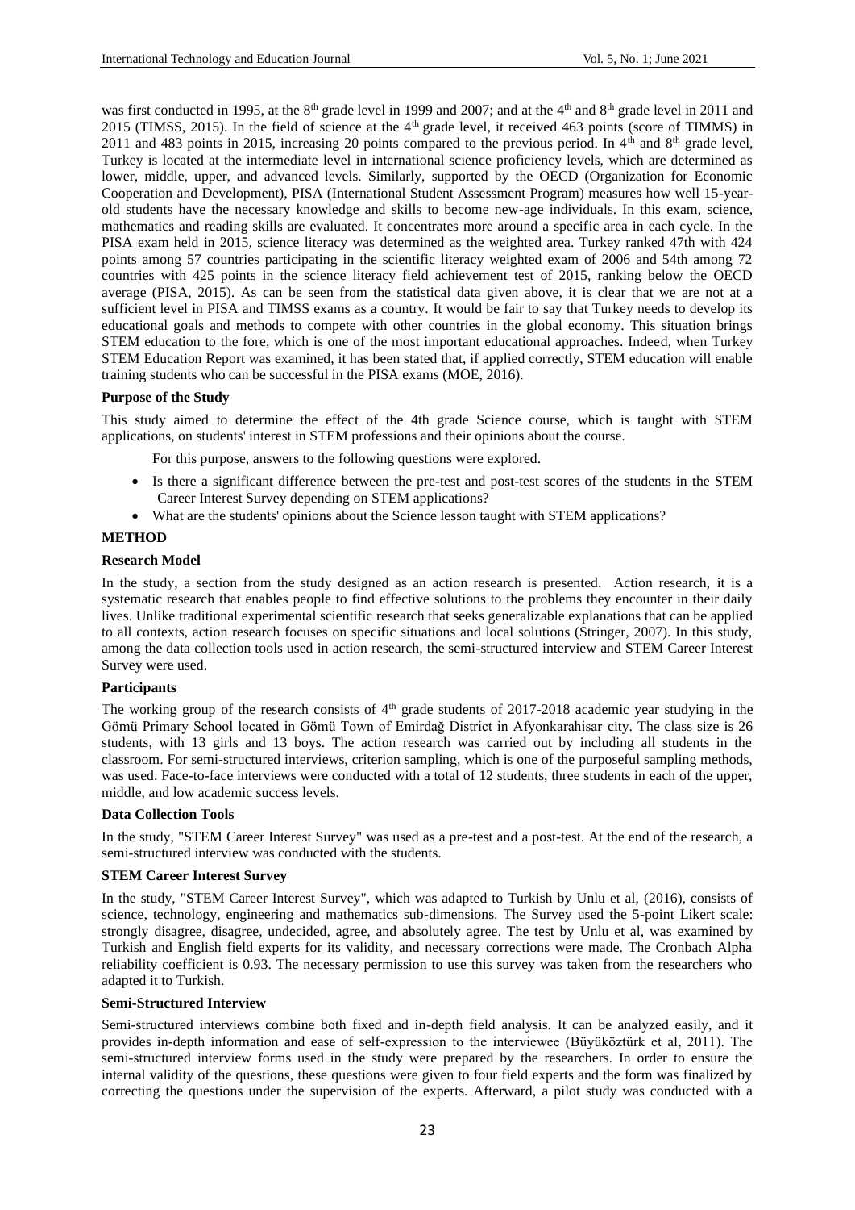was first conducted in 1995, at the 8th grade level in 1999 and 2007; and at the 4th and 8th grade level in 2011 and 2015 (TIMSS, 2015). In the field of science at the 4th grade level, it received 463 points (score of TIMMS) in 2011 and 483 points in 2015, increasing 20 points compared to the previous period. In 4th and 8th grade level, Turkey is located at the intermediate level in international science proficiency levels, which are determined as lower, middle, upper, and advanced levels. Similarly, supported by the OECD (Organization for Economic Cooperation and Development), PISA (International Student Assessment Program) measures how well 15-year-old students have the necessary knowledge and skills to become new-age individuals. In this exam, science, mathematics and reading skills are evaluated. It concentrates more around a specific area in each cycle. In the PISA exam held in 2015, science literacy was determined as the weighted area. Turkey ranked 47th with 424 points among 57 countries participating in the scientific literacy weighted exam of 2006 and 54th among 72 countries with 425 points in the science literacy field achievement test of 2015, ranking below the OECD average (PISA, 2015). As can be seen from the statistical data given above, it is clear that we are not at a sufficient level in PISA and TIMSS exams as a country. It would be fair to say that Turkey needs to develop its educational goals and methods to compete with other countries in the global economy. This situation brings STEM education to the fore, which is one of the most important educational approaches. Indeed, when Turkey STEM Education Report was examined, it has been stated that, if applied correctly, STEM education will enable training students who can be successful in the PISA exams (MOE, 2016).

**Purpose of the Study**

This study aimed to determine the effect of the 4th grade Science course, which is taught with STEM applications, on students' interest in STEM professions and their opinions about the course.

For this purpose, answers to the following questions were explored.

- Is there a significant difference between the pre-test and post-test scores of the students in the STEM Career Interest Survey depending on STEM applications?
- What are the students' opinions about the Science lesson taught with STEM applications?

## METHOD

**Research Model**

In the study, a section from the study designed as an action research is presented. Action research, it is a systematic research that enables people to find effective solutions to the problems they encounter in their daily lives. Unlike traditional experimental scientific research that seeks generalizable explanations that can be applied to all contexts, action research focuses on specific situations and local solutions (Stringer, 2007). In this study, among the data collection tools used in action research, the semi-structured interview and STEM Career Interest Survey were used.

**Participants**

The working group of the research consists of 4th grade students of 2017-2018 academic year studying in the Gömü Primary School located in Gömü Town of Emirdağ District in Afyonkarahisar city. The class size is 26 students, with 13 girls and 13 boys. The action research was carried out by including all students in the classroom. For semi-structured interviews, criterion sampling, which is one of the purposeful sampling methods, was used. Face-to-face interviews were conducted with a total of 12 students, three students in each of the upper, middle, and low academic success levels.

**Data Collection Tools**

In the study, "STEM Career Interest Survey" was used as a pre-test and a post-test. At the end of the research, a semi-structured interview was conducted with the students.

**STEM Career Interest Survey**

In the study, "STEM Career Interest Survey", which was adapted to Turkish by Unlu et al, (2016), consists of science, technology, engineering and mathematics sub-dimensions. The Survey used the 5-point Likert scale: strongly disagree, disagree, undecided, agree, and absolutely agree. The test by Unlu et al, was examined by Turkish and English field experts for its validity, and necessary corrections were made. The Cronbach Alpha reliability coefficient is 0.93. The necessary permission to use this survey was taken from the researchers who adapted it to Turkish.

**Semi-Structured Interview**

Semi-structured interviews combine both fixed and in-depth field analysis. It can be analyzed easily, and it provides in-depth information and ease of self-expression to the interviewee (Büyüköztürk et al, 2011). The semi-structured interview forms used in the study were prepared by the researchers. In order to ensure the internal validity of the questions, these questions were given to four field experts and the form was finalized by correcting the questions under the supervision of the experts. Afterward, a pilot study was conducted with a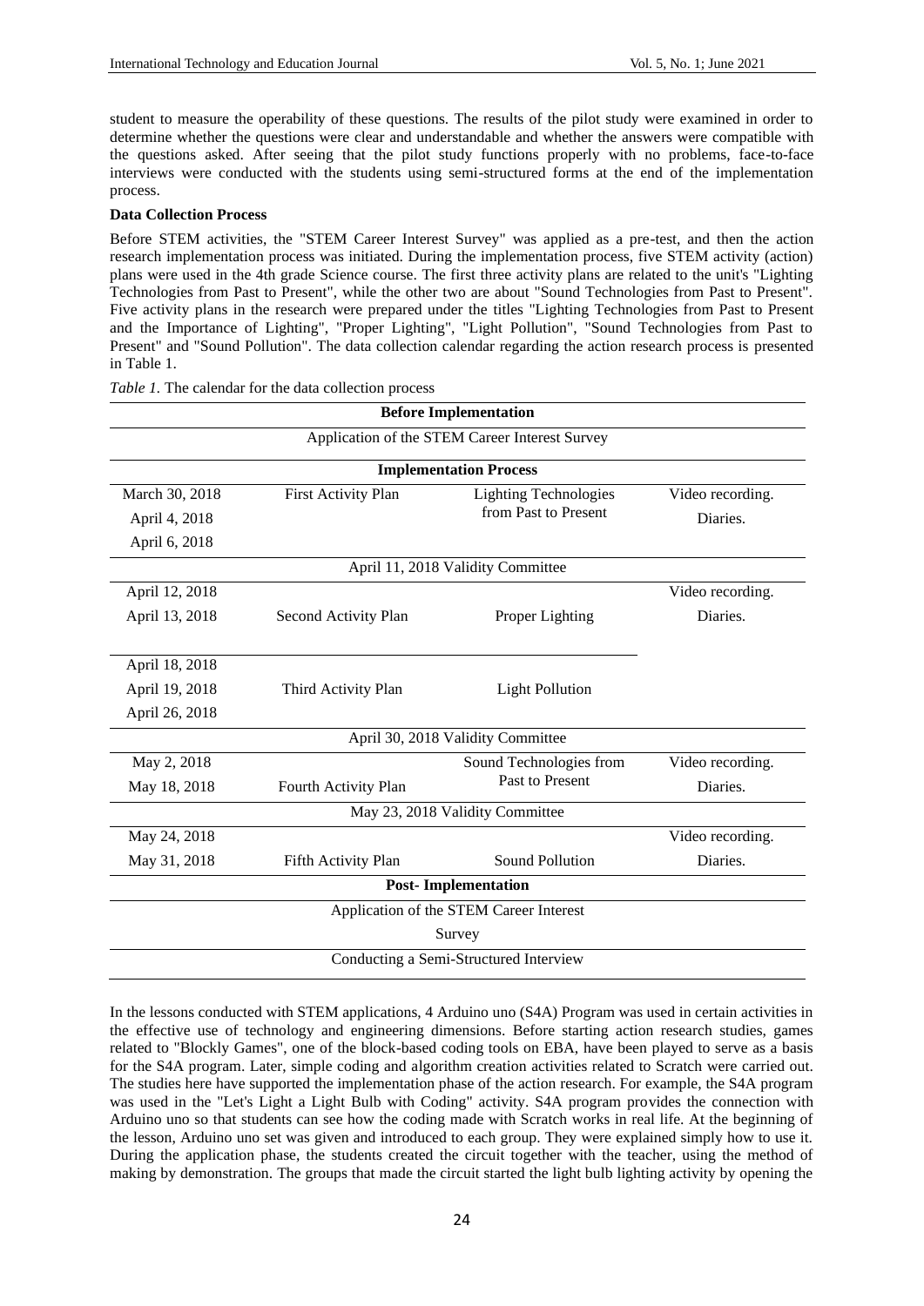student to measure the operability of these questions. The results of the pilot study were examined in order to determine whether the questions were clear and understandable and whether the answers were compatible with the questions asked. After seeing that the pilot study functions properly with no problems, face-to-face interviews were conducted with the students using semi-structured forms at the end of the implementation process.

**Data Collection Process**

Before STEM activities, the "STEM Career Interest Survey" was applied as a pre-test, and then the action research implementation process was initiated. During the implementation process, five STEM activity (action) plans were used in the 4th grade Science course. The first three activity plans are related to the unit's "Lighting Technologies from Past to Present", while the other two are about "Sound Technologies from Past to Present". Five activity plans in the research were prepared under the titles "Lighting Technologies from Past to Present and the Importance of Lighting", "Proper Lighting", "Light Pollution", "Sound Technologies from Past to Present" and "Sound Pollution". The data collection calendar regarding the action research process is presented in Table 1.

*Table 1.* The calendar for the data collection process

| **Before Implementation** | | | |
|---|---|---|---|
| Application of the STEM Career Interest Survey | | | |
| **Implementation Process** | | | |
| March 30, 2018<br>April 4, 2018<br>April 6, 2018 | First Activity Plan | Lighting Technologies from Past to Present | Video recording.<br>Diaries. |
| April 11, 2018 Validity Committee | | | |
| April 12, 2018<br>April 13, 2018 | Second Activity Plan | Proper Lighting | Video recording.<br>Diaries. |
| April 18, 2018<br>April 19, 2018<br>April 26, 2018 | Third Activity Plan | Light Pollution | |
| April 30, 2018 Validity Committee | | | |
| May 2, 2018<br>May 18, 2018 | Fourth Activity Plan | Sound Technologies from Past to Present | Video recording.<br>Diaries. |
| May 23, 2018 Validity Committee | | | |
| May 24, 2018<br>May 31, 2018 | Fifth Activity Plan | Sound Pollution | Video recording.<br>Diaries. |
| **Post- Implementation** | | | |
| Application of the STEM Career Interest Survey | | | |
| Conducting a Semi-Structured Interview | | | |

In the lessons conducted with STEM applications, 4 Arduino uno (S4A) Program was used in certain activities in the effective use of technology and engineering dimensions. Before starting action research studies, games related to "Blockly Games", one of the block-based coding tools on EBA, have been played to serve as a basis for the S4A program. Later, simple coding and algorithm creation activities related to Scratch were carried out. The studies here have supported the implementation phase of the action research. For example, the S4A program was used in the "Let's Light a Light Bulb with Coding" activity. S4A program provides the connection with Arduino uno so that students can see how the coding made with Scratch works in real life. At the beginning of the lesson, Arduino uno set was given and introduced to each group. They were explained simply how to use it. During the application phase, the students created the circuit together with the teacher, using the method of making by demonstration. The groups that made the circuit started the light bulb lighting activity by opening the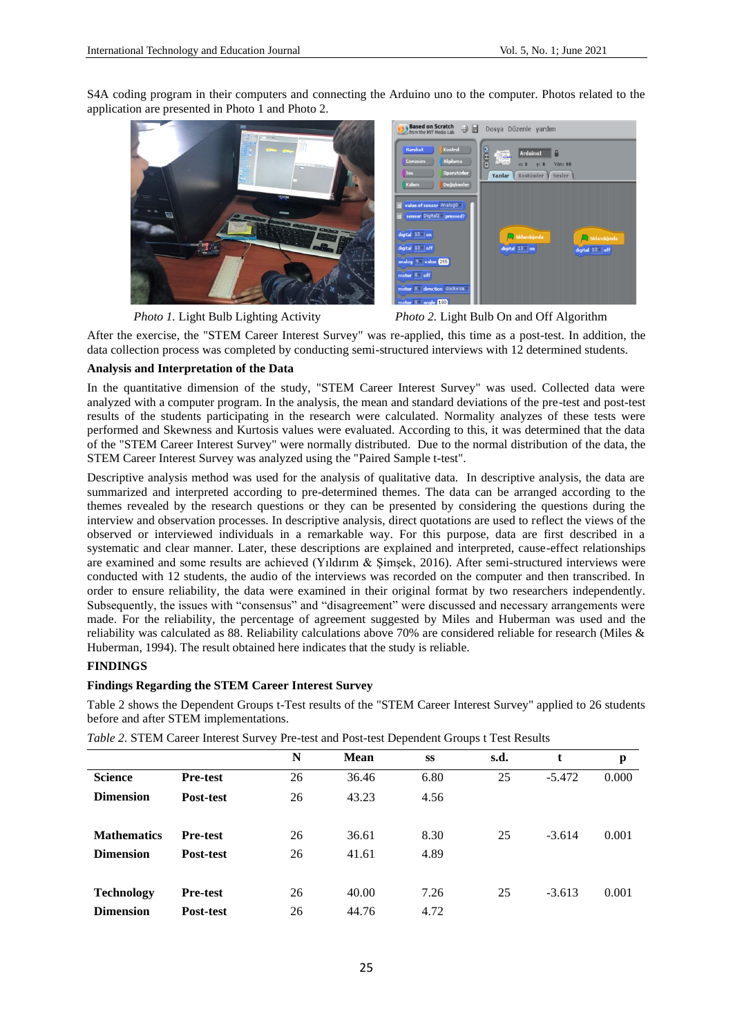S4A coding program in their computers and connecting the Arduino uno to the computer. Photos related to the application are presented in Photo 1 and Photo 2.

*Photo 1.* Light Bulb Lighting Activity

*Photo 2.* Light Bulb On and Off Algorithm

After the exercise, the "STEM Career Interest Survey" was re-applied, this time as a post-test. In addition, the data collection process was completed by conducting semi-structured interviews with 12 determined students.

**Analysis and Interpretation of the Data**

In the quantitative dimension of the study, "STEM Career Interest Survey" was used. Collected data were analyzed with a computer program. In the analysis, the mean and standard deviations of the pre-test and post-test results of the students participating in the research were calculated. Normality analyzes of these tests were performed and Skewness and Kurtosis values were evaluated. According to this, it was determined that the data of the "STEM Career Interest Survey" were normally distributed. Due to the normal distribution of the data, the STEM Career Interest Survey was analyzed using the "Paired Sample t-test".

Descriptive analysis method was used for the analysis of qualitative data. In descriptive analysis, the data are summarized and interpreted according to pre-determined themes. The data can be arranged according to the themes revealed by the research questions or they can be presented by considering the questions during the interview and observation processes. In descriptive analysis, direct quotations are used to reflect the views of the observed or interviewed individuals in a remarkable way. For this purpose, data are first described in a systematic and clear manner. Later, these descriptions are explained and interpreted, cause-effect relationships are examined and some results are achieved (Yıldırım & Şimşek, 2016). After semi-structured interviews were conducted with 12 students, the audio of the interviews was recorded on the computer and then transcribed. In order to ensure reliability, the data were examined in their original format by two researchers independently. Subsequently, the issues with "consensus" and "disagreement" were discussed and necessary arrangements were made. For the reliability, the percentage of agreement suggested by Miles and Huberman was used and the reliability was calculated as 88. Reliability calculations above 70% are considered reliable for research (Miles & Huberman, 1994). The result obtained here indicates that the study is reliable.

## FINDINGS

### Findings Regarding the STEM Career Interest Survey

Table 2 shows the Dependent Groups t-Test results of the "STEM Career Interest Survey" applied to 26 students before and after STEM implementations.

*Table 2.* STEM Career Interest Survey Pre-test and Post-test Dependent Groups t Test Results

| | | N | Mean | ss | s.d. | t | p |
|---|---|---|---|---|---|---|---|
| **Science Dimension** | **Pre-test** | 26 | 36.46 | 6.80 | 25 | -5.472 | 0.000 |
| | **Post-test** | 26 | 43.23 | 4.56 | | | |
| **Mathematics Dimension** | **Pre-test** | 26 | 36.61 | 8.30 | 25 | -3.614 | 0.001 |
| | **Post-test** | 26 | 41.61 | 4.89 | | | |
| **Technology Dimension** | **Pre-test** | 26 | 40.00 | 7.26 | 25 | -3.613 | 0.001 |
| | **Post-test** | 26 | 44.76 | 4.72 | | | |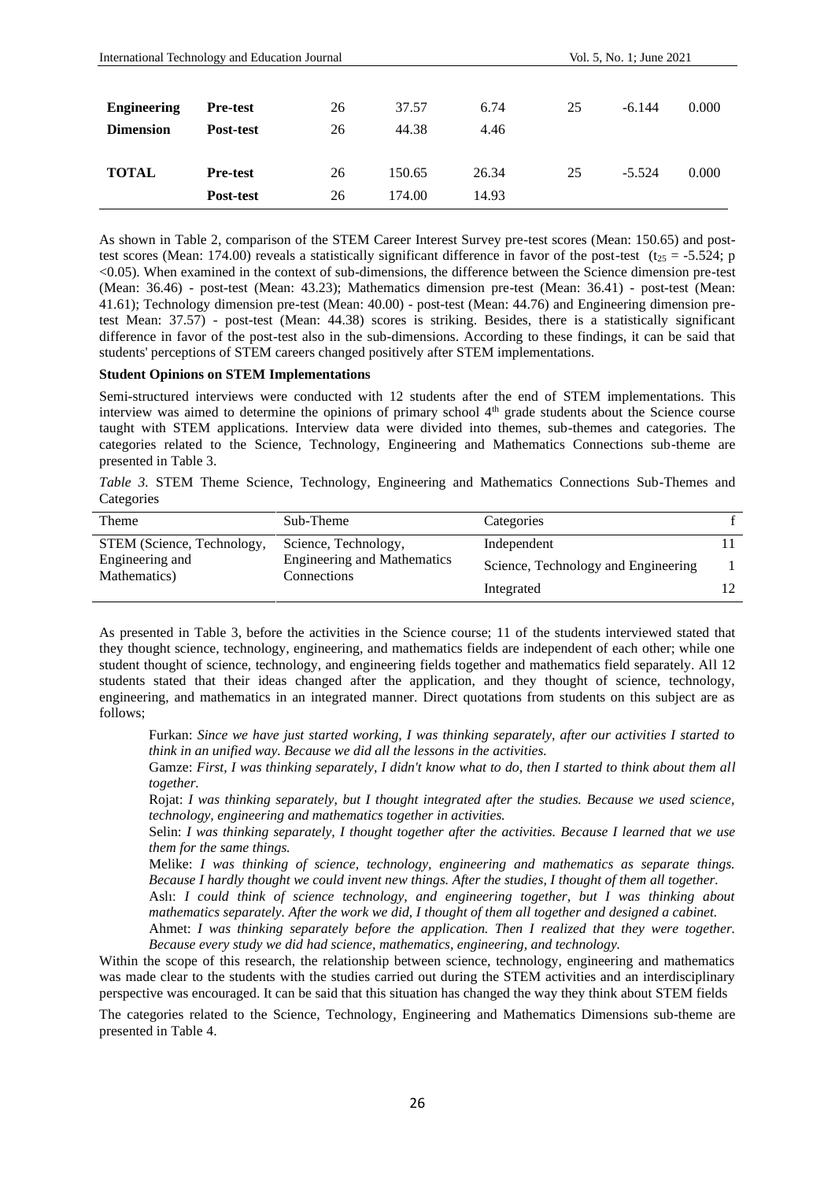| | | | | | | | |
|---|---|---|---|---|---|---|---|
| **Engineering Dimension** | **Pre-test** | 26 | 37.57 | 6.74 | 25 | -6.144 | 0.000 |
| | **Post-test** | 26 | 44.38 | 4.46 | | | |
| **TOTAL** | **Pre-test** | 26 | 150.65 | 26.34 | 25 | -5.524 | 0.000 |
| | **Post-test** | 26 | 174.00 | 14.93 | | | |

As shown in Table 2, comparison of the STEM Career Interest Survey pre-test scores (Mean: 150.65) and post-test scores (Mean: 174.00) reveals a statistically significant difference in favor of the post-test ($t_{25} = -5.524$; $p < 0.05$). When examined in the context of sub-dimensions, the difference between the Science dimension pre-test (Mean: 36.46) - post-test (Mean: 43.23); Mathematics dimension pre-test (Mean: 36.41) - post-test (Mean: 41.61); Technology dimension pre-test (Mean: 40.00) - post-test (Mean: 44.76) and Engineering dimension pre-test Mean: 37.57) - post-test (Mean: 44.38) scores is striking. Besides, there is a statistically significant difference in favor of the post-test also in the sub-dimensions. According to these findings, it can be said that students' perceptions of STEM careers changed positively after STEM implementations.

**Student Opinions on STEM Implementations**

Semi-structured interviews were conducted with 12 students after the end of STEM implementations. This interview was aimed to determine the opinions of primary school 4th grade students about the Science course taught with STEM applications. Interview data were divided into themes, sub-themes and categories. The categories related to the Science, Technology, Engineering and Mathematics Connections sub-theme are presented in Table 3.

*Table 3.* STEM Theme Science, Technology, Engineering and Mathematics Connections Sub-Themes and Categories

| Theme | Sub-Theme | Categories | f |
|---|---|---|---|
| STEM (Science, Technology, Engineering and Mathematics) | Science, Technology, Engineering and Mathematics Connections | Independent | 11 |
| | | Science, Technology and Engineering | 1 |
| | | Integrated | 12 |

As presented in Table 3, before the activities in the Science course; 11 of the students interviewed stated that they thought science, technology, engineering, and mathematics fields are independent of each other; while one student thought of science, technology, and engineering fields together and mathematics field separately. All 12 students stated that their ideas changed after the application, and they thought of science, technology, engineering, and mathematics in an integrated manner. Direct quotations from students on this subject are as follows;

> Furkan: *Since we have just started working, I was thinking separately, after our activities I started to think in an unified way. Because we did all the lessons in the activities.*
>
> Gamze: *First, I was thinking separately, I didn't know what to do, then I started to think about them all together.*
>
> Rojat: *I was thinking separately, but I thought integrated after the studies. Because we used science, technology, engineering and mathematics together in activities.*
>
> Selin: *I was thinking separately, I thought together after the activities. Because I learned that we use them for the same things.*
>
> Melike: *I was thinking of science, technology, engineering and mathematics as separate things. Because I hardly thought we could invent new things. After the studies, I thought of them all together.*
>
> Aslı: *I could think of science technology, and engineering together, but I was thinking about mathematics separately. After the work we did, I thought of them all together and designed a cabinet.*
>
> Ahmet: *I was thinking separately before the application. Then I realized that they were together. Because every study we did had science, mathematics, engineering, and technology.*

Within the scope of this research, the relationship between science, technology, engineering and mathematics was made clear to the students with the studies carried out during the STEM activities and an interdisciplinary perspective was encouraged. It can be said that this situation has changed the way they think about STEM fields

The categories related to the Science, Technology, Engineering and Mathematics Dimensions sub-theme are presented in Table 4.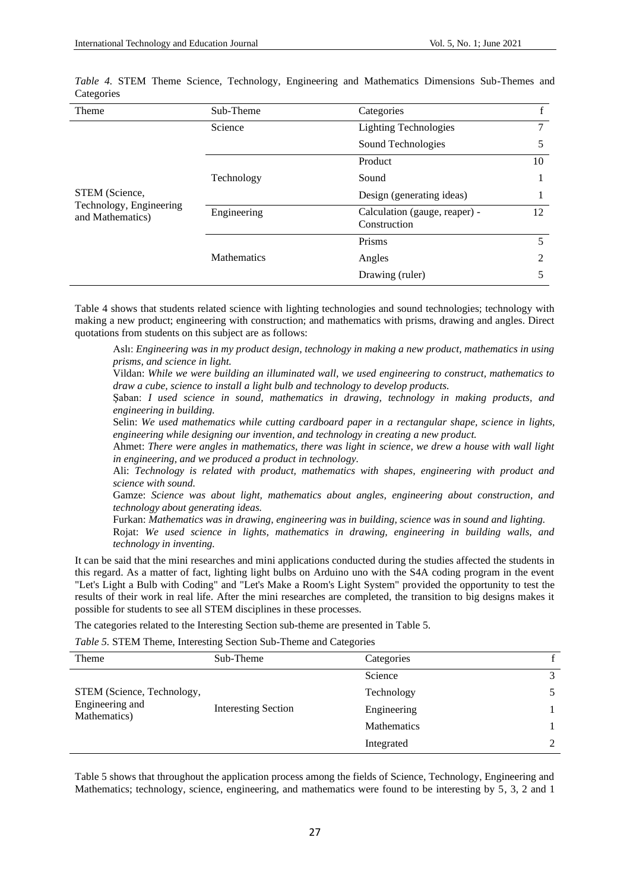*Table 4.* STEM Theme Science, Technology, Engineering and Mathematics Dimensions Sub-Themes and Categories

| Theme | Sub-Theme | Categories | f |
|---|---|---|---|
| STEM (Science, Technology, Engineering and Mathematics) | Science | Lighting Technologies | 7 |
| | | Sound Technologies | 5 |
| | Technology | Product | 10 |
| | | Sound | 1 |
| | | Design (generating ideas) | 1 |
| | Engineering | Calculation (gauge, reaper) - Construction | 12 |
| | Mathematics | Prisms | 5 |
| | | Angles | 2 |
| | | Drawing (ruler) | 5 |

Table 4 shows that students related science with lighting technologies and sound technologies; technology with making a new product; engineering with construction; and mathematics with prisms, drawing and angles. Direct quotations from students on this subject are as follows:

> Aslı: *Engineering was in my product design, technology in making a new product, mathematics in using prisms, and science in light.*
>
> Vildan: *While we were building an illuminated wall, we used engineering to construct, mathematics to draw a cube, science to install a light bulb and technology to develop products.*
>
> Şaban: *I used science in sound, mathematics in drawing, technology in making products, and engineering in building.*
>
> Selin: *We used mathematics while cutting cardboard paper in a rectangular shape, science in lights, engineering while designing our invention, and technology in creating a new product.*
>
> Ahmet: *There were angles in mathematics, there was light in science, we drew a house with wall light in engineering, and we produced a product in technology.*
>
> Ali: *Technology is related with product, mathematics with shapes, engineering with product and science with sound.*
>
> Gamze: *Science was about light, mathematics about angles, engineering about construction, and technology about generating ideas.*
>
> Furkan: *Mathematics was in drawing, engineering was in building, science was in sound and lighting.*
>
> Rojat: *We used science in lights, mathematics in drawing, engineering in building walls, and technology in inventing.*

It can be said that the mini researches and mini applications conducted during the studies affected the students in this regard. As a matter of fact, lighting light bulbs on Arduino uno with the S4A coding program in the event "Let's Light a Bulb with Coding" and "Let's Make a Room's Light System" provided the opportunity to test the results of their work in real life. After the mini researches are completed, the transition to big designs makes it possible for students to see all STEM disciplines in these processes.

The categories related to the Interesting Section sub-theme are presented in Table 5.

*Table 5.* STEM Theme, Interesting Section Sub-Theme and Categories

| Theme | Sub-Theme | Categories | f |
|---|---|---|---|
| STEM (Science, Technology, Engineering and Mathematics) | Interesting Section | Science | 3 |
| | | Technology | 5 |
| | | Engineering | 1 |
| | | Mathematics | 1 |
| | | Integrated | 2 |

Table 5 shows that throughout the application process among the fields of Science, Technology, Engineering and Mathematics; technology, science, engineering, and mathematics were found to be interesting by 5, 3, 2 and 1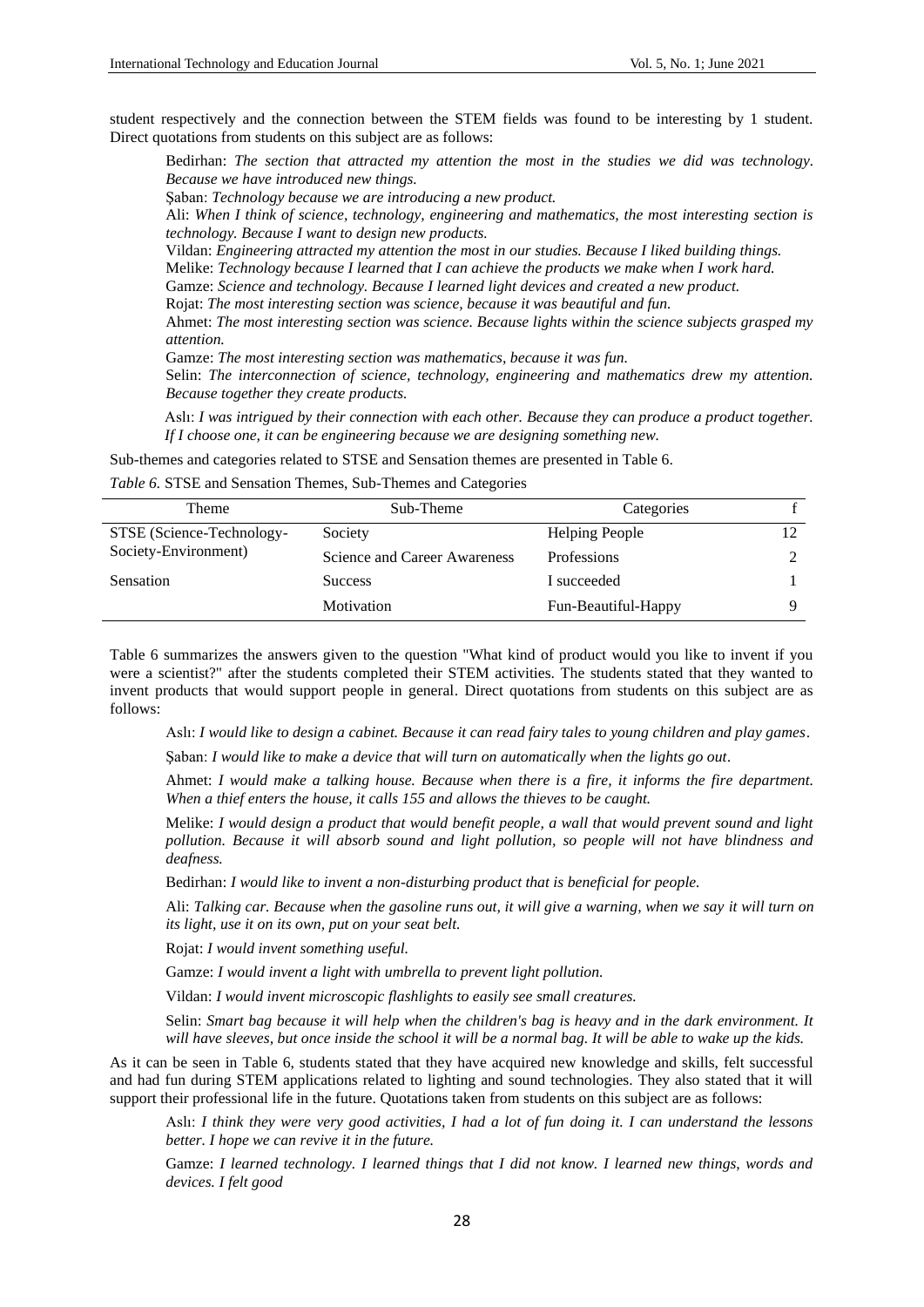student respectively and the connection between the STEM fields was found to be interesting by 1 student. Direct quotations from students on this subject are as follows:

> Bedirhan: *The section that attracted my attention the most in the studies we did was technology. Because we have introduced new things.*
>
> Şaban: *Technology because we are introducing a new product.*
>
> Ali: *When I think of science, technology, engineering and mathematics, the most interesting section is technology. Because I want to design new products.*
>
> Vildan: *Engineering attracted my attention the most in our studies. Because I liked building things.*
>
> Melike: *Technology because I learned that I can achieve the products we make when I work hard.*
>
> Gamze: *Science and technology. Because I learned light devices and created a new product.*
>
> Rojat: *The most interesting section was science, because it was beautiful and fun.*
>
> Ahmet: *The most interesting section was science. Because lights within the science subjects grasped my attention.*
>
> Gamze: *The most interesting section was mathematics, because it was fun.*
>
> Selin: *The interconnection of science, technology, engineering and mathematics drew my attention. Because together they create products.*
>
> Aslı: *I was intrigued by their connection with each other. Because they can produce a product together. If I choose one, it can be engineering because we are designing something new.*

Sub-themes and categories related to STSE and Sensation themes are presented in Table 6.

*Table 6.* STSE and Sensation Themes, Sub-Themes and Categories

| Theme | Sub-Theme | Categories | f |
|---|---|---|---|
| STSE (Science-Technology-Society-Environment) | Society | Helping People | 12 |
| | Science and Career Awareness | Professions | 2 |
| Sensation | Success | I succeeded | 1 |
| | Motivation | Fun-Beautiful-Happy | 9 |

Table 6 summarizes the answers given to the question "What kind of product would you like to invent if you were a scientist?" after the students completed their STEM activities. The students stated that they wanted to invent products that would support people in general. Direct quotations from students on this subject are as follows:

> Aslı: *I would like to design a cabinet. Because it can read fairy tales to young children and play games.*
>
> Şaban: *I would like to make a device that will turn on automatically when the lights go out.*
>
> Ahmet: *I would make a talking house. Because when there is a fire, it informs the fire department. When a thief enters the house, it calls 155 and allows the thieves to be caught.*
>
> Melike: *I would design a product that would benefit people, a wall that would prevent sound and light pollution. Because it will absorb sound and light pollution, so people will not have blindness and deafness.*
>
> Bedirhan: *I would like to invent a non-disturbing product that is beneficial for people.*
>
> Ali: *Talking car. Because when the gasoline runs out, it will give a warning, when we say it will turn on its light, use it on its own, put on your seat belt.*
>
> Rojat: *I would invent something useful.*
>
> Gamze: *I would invent a light with umbrella to prevent light pollution.*
>
> Vildan: *I would invent microscopic flashlights to easily see small creatures.*
>
> Selin: *Smart bag because it will help when the children's bag is heavy and in the dark environment. It will have sleeves, but once inside the school it will be a normal bag. It will be able to wake up the kids.*

As it can be seen in Table 6, students stated that they have acquired new knowledge and skills, felt successful and had fun during STEM applications related to lighting and sound technologies. They also stated that it will support their professional life in the future. Quotations taken from students on this subject are as follows:

> Aslı: *I think they were very good activities, I had a lot of fun doing it. I can understand the lessons better. I hope we can revive it in the future.*
>
> Gamze: *I learned technology. I learned things that I did not know. I learned new things, words and devices. I felt good*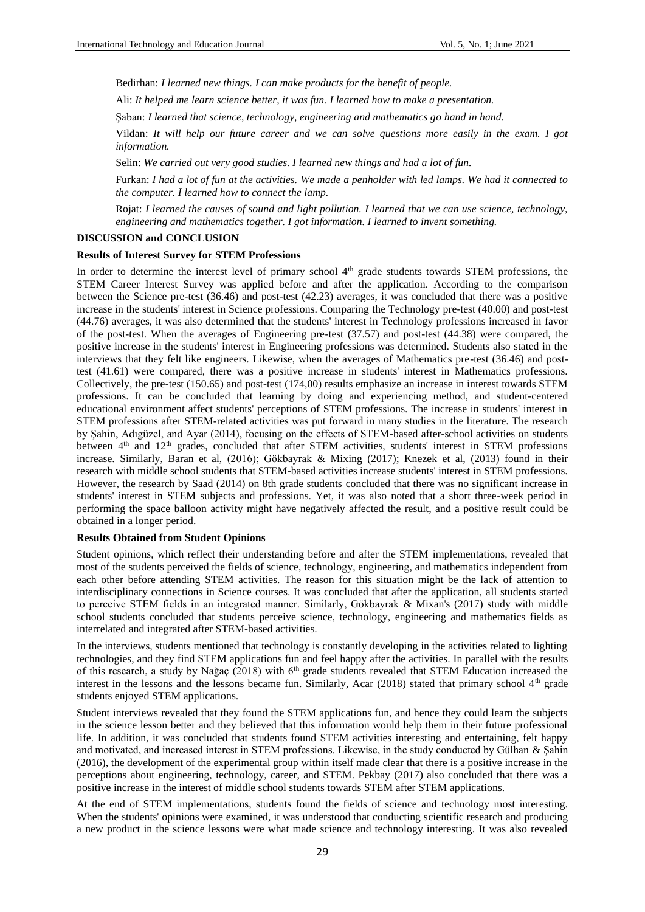Bedirhan: *I learned new things. I can make products for the benefit of people.*

Ali: *It helped me learn science better, it was fun. I learned how to make a presentation.*

Şaban: *I learned that science, technology, engineering and mathematics go hand in hand.*

Vildan: *It will help our future career and we can solve questions more easily in the exam. I got information.*

Selin: *We carried out very good studies. I learned new things and had a lot of fun.*

Furkan: *I had a lot of fun at the activities. We made a penholder with led lamps. We had it connected to the computer. I learned how to connect the lamp.*

Rojat: *I learned the causes of sound and light pollution. I learned that we can use science, technology, engineering and mathematics together. I got information. I learned to invent something.*

## DISCUSSION and CONCLUSION

### Results of Interest Survey for STEM Professions

In order to determine the interest level of primary school 4th grade students towards STEM professions, the STEM Career Interest Survey was applied before and after the application. According to the comparison between the Science pre-test (36.46) and post-test (42.23) averages, it was concluded that there was a positive increase in the students' interest in Science professions. Comparing the Technology pre-test (40.00) and post-test (44.76) averages, it was also determined that the students' interest in Technology professions increased in favor of the post-test. When the averages of Engineering pre-test (37.57) and post-test (44.38) were compared, the positive increase in the students' interest in Engineering professions was determined. Students also stated in the interviews that they felt like engineers. Likewise, when the averages of Mathematics pre-test (36.46) and post-test (41.61) were compared, there was a positive increase in students' interest in Mathematics professions. Collectively, the pre-test (150.65) and post-test (174,00) results emphasize an increase in interest towards STEM professions. It can be concluded that learning by doing and experiencing method, and student-centered educational environment affect students' perceptions of STEM professions. The increase in students' interest in STEM professions after STEM-related activities was put forward in many studies in the literature. The research by Şahin, Adıgüzel, and Ayar (2014), focusing on the effects of STEM-based after-school activities on students between 4th and 12th grades, concluded that after STEM activities, students' interest in STEM professions increase. Similarly, Baran et al, (2016); Gökbayrak & Mixing (2017); Knezek et al, (2013) found in their research with middle school students that STEM-based activities increase students' interest in STEM professions. However, the research by Saad (2014) on 8th grade students concluded that there was no significant increase in students' interest in STEM subjects and professions. Yet, it was also noted that a short three-week period in performing the space balloon activity might have negatively affected the result, and a positive result could be obtained in a longer period.

### Results Obtained from Student Opinions

Student opinions, which reflect their understanding before and after the STEM implementations, revealed that most of the students perceived the fields of science, technology, engineering, and mathematics independent from each other before attending STEM activities. The reason for this situation might be the lack of attention to interdisciplinary connections in Science courses. It was concluded that after the application, all students started to perceive STEM fields in an integrated manner. Similarly, Gökbayrak & Mixan's (2017) study with middle school students concluded that students perceive science, technology, engineering and mathematics fields as interrelated and integrated after STEM-based activities.

In the interviews, students mentioned that technology is constantly developing in the activities related to lighting technologies, and they find STEM applications fun and feel happy after the activities. In parallel with the results of this research, a study by Nağaç (2018) with 6th grade students revealed that STEM Education increased the interest in the lessons and the lessons became fun. Similarly, Acar (2018) stated that primary school 4th grade students enjoyed STEM applications.

Student interviews revealed that they found the STEM applications fun, and hence they could learn the subjects in the science lesson better and they believed that this information would help them in their future professional life. In addition, it was concluded that students found STEM activities interesting and entertaining, felt happy and motivated, and increased interest in STEM professions. Likewise, in the study conducted by Gülhan & Şahin (2016), the development of the experimental group within itself made clear that there is a positive increase in the perceptions about engineering, technology, career, and STEM. Pekbay (2017) also concluded that there was a positive increase in the interest of middle school students towards STEM after STEM applications.

At the end of STEM implementations, students found the fields of science and technology most interesting. When the students' opinions were examined, it was understood that conducting scientific research and producing a new product in the science lessons were what made science and technology interesting. It was also revealed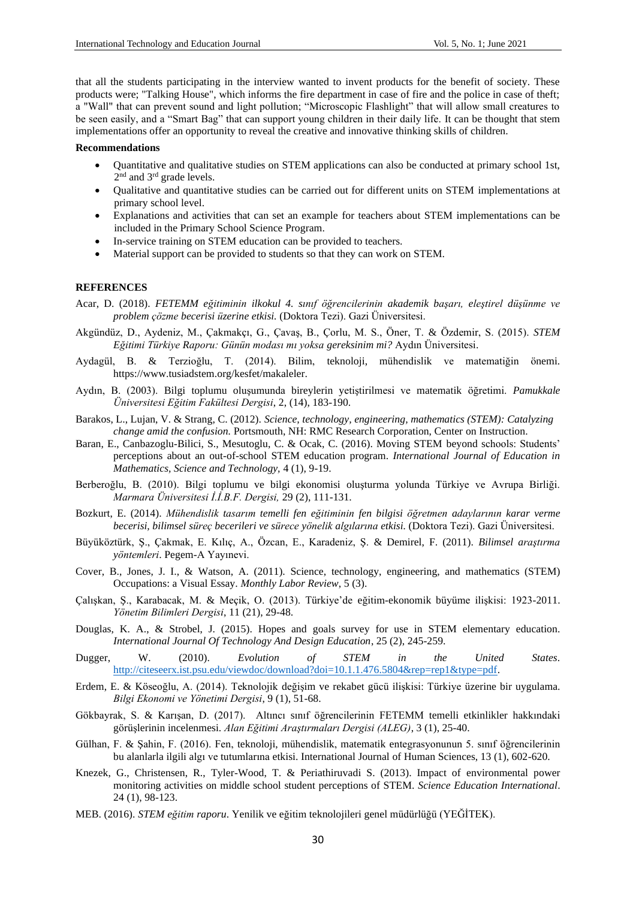that all the students participating in the interview wanted to invent products for the benefit of society. These products were; "Talking House", which informs the fire department in case of fire and the police in case of theft; a "Wall" that can prevent sound and light pollution; "Microscopic Flashlight" that will allow small creatures to be seen easily, and a "Smart Bag" that can support young children in their daily life. It can be thought that stem implementations offer an opportunity to reveal the creative and innovative thinking skills of children.

**Recommendations**

- Quantitative and qualitative studies on STEM applications can also be conducted at primary school 1st, 2nd and 3rd grade levels.
- Qualitative and quantitative studies can be carried out for different units on STEM implementations at primary school level.
- Explanations and activities that can set an example for teachers about STEM implementations can be included in the Primary School Science Program.
- In-service training on STEM education can be provided to teachers.
- Material support can be provided to students so that they can work on STEM.

## REFERENCES

Acar, D. (2018). *FETEMM eğitiminin ilkokul 4. sınıf öğrencilerinin akademik başarı, eleştirel düşünme ve problem çözme becerisi üzerine etkisi.* (Doktora Tezi). Gazi Üniversitesi.

Akgündüz, D., Aydeniz, M., Çakmakçı, G., Çavaş, B., Çorlu, M. S., Öner, T. & Özdemir, S. (2015). *STEM Eğitimi Türkiye Raporu: Günün modası mı yoksa gereksinim mi?* Aydın Üniversitesi.

Aydagül, B. & Terzioğlu, T. (2014). Bilim, teknoloji, mühendislik ve matematiğin önemi. https://www.tusiadstem.org/kesfet/makaleler.

Aydın, B. (2003). Bilgi toplumu oluşumunda bireylerin yetiştirilmesi ve matematik öğretimi. *Pamukkale Üniversitesi Eğitim Fakültesi Dergisi*, 2, (14), 183-190.

Barakos, L., Lujan, V. & Strang, C. (2012). *Science, technology, engineering, mathematics (STEM): Catalyzing change amid the confusion.* Portsmouth, NH: RMC Research Corporation, Center on Instruction.

Baran, E., Canbazoglu-Bilici, S., Mesutoglu, C. & Ocak, C. (2016). Moving STEM beyond schools: Students' perceptions about an out-of-school STEM education program. *International Journal of Education in Mathematics, Science and Technology,* 4 (1), 9-19.

Berberoğlu, B. (2010). Bilgi toplumu ve bilgi ekonomisi oluşturma yolunda Türkiye ve Avrupa Birliği. *Marmara Üniversitesi İ.İ.B.F. Dergisi,* 29 (2), 111-131.

Bozkurt, E. (2014). *Mühendislik tasarım temelli fen eğitiminin fen bilgisi öğretmen adaylarının karar verme becerisi, bilimsel süreç becerileri ve sürece yönelik algılarına etkisi.* (Doktora Tezi). Gazi Üniversitesi.

Büyüköztürk, Ş., Çakmak, E. Kılıç, A., Özcan, E., Karadeniz, Ş. & Demirel, F. (2011). *Bilimsel araştırma yöntemleri*. Pegem-A Yayınevi.

Cover, B., Jones, J. I., & Watson, A. (2011). Science, technology, engineering, and mathematics (STEM) Occupations: a Visual Essay. *Monthly Labor Review*, 5 (3).

Çalışkan, Ş., Karabacak, M. & Meçik, O. (2013). Türkiye'de eğitim-ekonomik büyüme ilişkisi: 1923-2011. *Yönetim Bilimleri Dergisi*, 11 (21), 29-48.

Douglas, K. A., & Strobel, J. (2015). Hopes and goals survey for use in STEM elementary education. *International Journal Of Technology And Design Education*, 25 (2), 245-259.

Dugger, W. (2010). *Evolution of STEM in the United States*. http://citeseerx.ist.psu.edu/viewdoc/download?doi=10.1.1.476.5804&rep=rep1&type=pdf.

Erdem, E. & Köseoğlu, A. (2014). Teknolojik değişim ve rekabet gücü ilişkisi: Türkiye üzerine bir uygulama. *Bilgi Ekonomi ve Yönetimi Dergisi*, 9 (1), 51-68.

Gökbayrak, S. & Karışan, D. (2017). Altıncı sınıf öğrencilerinin FETEMM temelli etkinlikler hakkındaki görüşlerinin incelenmesi. *Alan Eğitimi Araştırmaları Dergisi (ALEG)*, 3 (1), 25-40.

Gülhan, F. & Şahin, F. (2016). Fen, teknoloji, mühendislik, matematik entegrasyonunun 5. sınıf öğrencilerinin bu alanlarla ilgili algı ve tutumlarına etkisi. International Journal of Human Sciences, 13 (1), 602-620.

Knezek, G., Christensen, R., Tyler-Wood, T. & Periathiruvadi S. (2013). Impact of environmental power monitoring activities on middle school student perceptions of STEM. *Science Education International*. 24 (1), 98-123.

MEB. (2016). *STEM eğitim raporu*. Yenilik ve eğitim teknolojileri genel müdürlüğü (YEĞİTEK).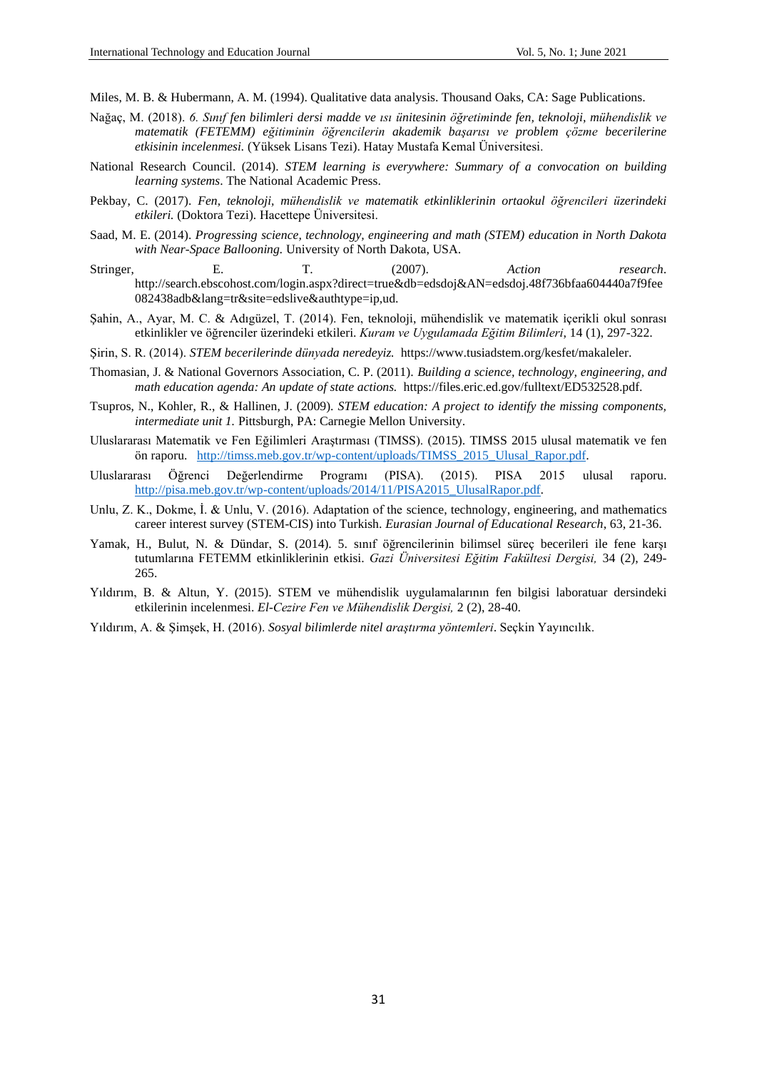Miles, M. B. & Hubermann, A. M. (1994). Qualitative data analysis. Thousand Oaks, CA: Sage Publications.

Nağaç, M. (2018). *6. Sınıf fen bilimleri dersi madde ve ısı ünitesinin öğretiminde fen, teknoloji, mühendislik ve matematik (FETEMM) eğitiminin öğrencilerin akademik başarısı ve problem çözme becerilerine etkisinin incelenmesi.* (Yüksek Lisans Tezi). Hatay Mustafa Kemal Üniversitesi.

National Research Council. (2014). *STEM learning is everywhere: Summary of a convocation on building learning systems*. The National Academic Press.

Pekbay, C. (2017). *Fen, teknoloji, mühendislik ve matematik etkinliklerinin ortaokul öğrencileri üzerindeki etkileri.* (Doktora Tezi). Hacettepe Üniversitesi.

Saad, M. E. (2014). *Progressing science, technology, engineering and math (STEM) education in North Dakota with Near-Space Ballooning.* University of North Dakota, USA.

Stringer, E. T. (2007). *Action research*. http://search.ebscohost.com/login.aspx?direct=true&db=edsdoj&AN=edsdoj.48f736bfaa604440a7f9fee082438adb&lang=tr&site=edslive&authtype=ip,uid.

Şahin, A., Ayar, M. C. & Adıgüzel, T. (2014). Fen, teknoloji, mühendislik ve matematik içerikli okul sonrası etkinlikler ve öğrenciler üzerindeki etkileri. *Kuram ve Uygulamada Eğitim Bilimleri*, 14 (1), 297-322.

Şirin, S. R. (2014). *STEM becerilerinde dünyada neredeyiz.* https://www.tusiadstem.org/kesfet/makaleler.

Thomasian, J. & National Governors Association, C. P. (2011). *Building a science, technology, engineering, and math education agenda: An update of state actions.* https://files.eric.ed.gov/fulltext/ED532528.pdf.

Tsupros, N., Kohler, R., & Hallinen, J. (2009). *STEM education: A project to identify the missing components, intermediate unit 1.* Pittsburgh, PA: Carnegie Mellon University.

Uluslararası Matematik ve Fen Eğilimleri Araştırması (TIMSS). (2015). TIMSS 2015 ulusal matematik ve fen ön raporu. http://timss.meb.gov.tr/wp-content/uploads/TIMSS_2015_Ulusal_Rapor.pdf.

Uluslararası Öğrenci Değerlendirme Programı (PISA). (2015). PISA 2015 ulusal raporu. http://pisa.meb.gov.tr/wp-content/uploads/2014/11/PISA2015_UlusalRapor.pdf.

Unlu, Z. K., Dokme, İ. & Unlu, V. (2016). Adaptation of the science, technology, engineering, and mathematics career interest survey (STEM-CIS) into Turkish. *Eurasian Journal of Educational Research*, 63, 21-36.

Yamak, H., Bulut, N. & Dündar, S. (2014). 5. sınıf öğrencilerinin bilimsel süreç becerileri ile fene karşı tutumlarına FETEMM etkinliklerinin etkisi. *Gazi Üniversitesi Eğitim Fakültesi Dergisi,* 34 (2), 249-265.

Yıldırım, B. & Altun, Y. (2015). STEM ve mühendislik uygulamalarının fen bilgisi laboratuar dersindeki etkilerinin incelenmesi. *El-Cezire Fen ve Mühendislik Dergisi,* 2 (2), 28-40.

Yıldırım, A. & Şimşek, H. (2016). *Sosyal bilimlerde nitel araştırma yöntemleri*. Seçkin Yayıncılık.